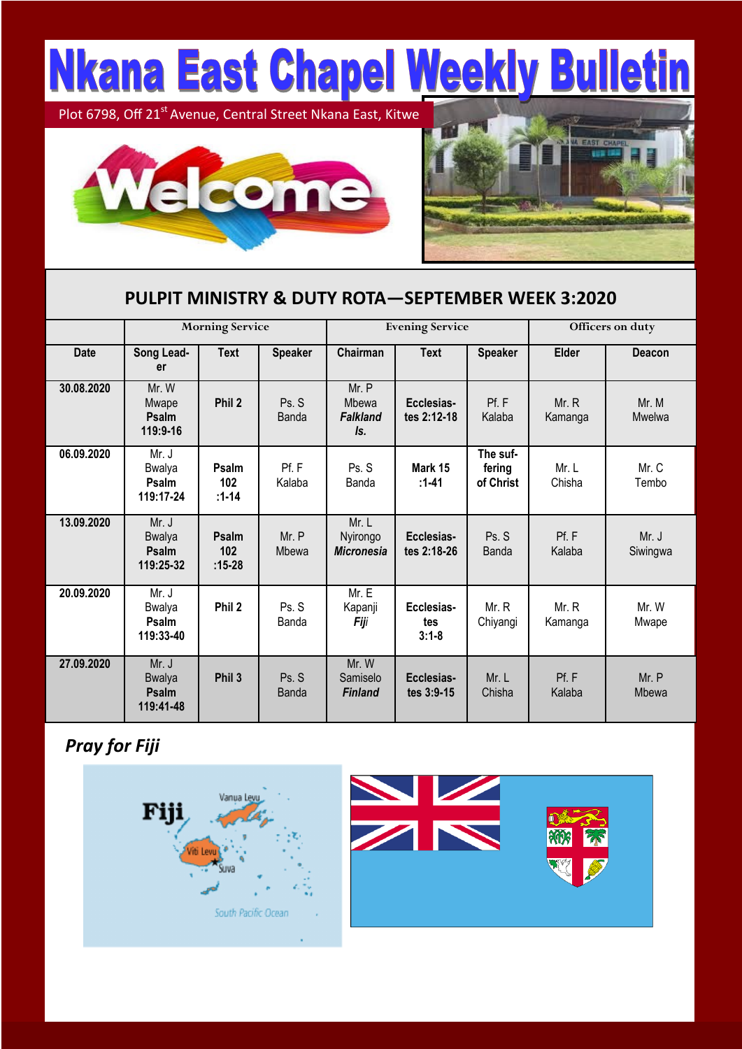# Nkana East Chapel Weekly Bulletin

Plot 6798, Off 21st Avenue, Central Street Nkana East, Kitwe

Welcome

## PULPIT MINISTRY & DUTY ROTA—SEPTEMBER WEEK 3:2020

| | Morning Service | | | Evening Service | | | Officers on duty | |
|---|---|---|---|---|---|---|---|---|
| **Date** | **Song Leader** | **Text** | **Speaker** | **Chairman** | **Text** | **Speaker** | **Elder** | **Deacon** |
| **30.08.2020** | Mr. W Mwape **Psalm 119:9-16** | **Phil 2** | Ps. S Banda | Mr. P Mbewa ***Falkland Is.*** | **Ecclesiastes 2:12-18** | Pf. F Kalaba | Mr. R Kamanga | Mr. M Mwelwa |
| **06.09.2020** | Mr. J Bwalya **Psalm 119:17-24** | **Psalm 102 :1-14** | Pf. F Kalaba | Ps. S Banda | **Mark 15 :1-41** | **The suffering of Christ** | Mr. L Chisha | Mr. C Tembo |
| **13.09.2020** | Mr. J Bwalya **Psalm 119:25-32** | **Psalm 102 :15-28** | Mr. P Mbewa | Mr. L Nyirongo ***Micronesia*** | **Ecclesiastes 2:18-26** | Ps. S Banda | Pf. F Kalaba | Mr. J Siwingwa |
| **20.09.2020** | Mr. J Bwalya **Psalm 119:33-40** | **Phil 2** | Ps. S Banda | Mr. E Kapanji ***Fiji*** | **Ecclesiastes 3:1-8** | Mr. R Chiyangi | Mr. R Kamanga | Mr. W Mwape |
| **27.09.2020** | Mr. J Bwalya **Psalm 119:41-48** | **Phil 3** | Ps. S Banda | Mr. W Samiselo ***Finland*** | **Ecclesiastes 3:9-15** | Mr. L Chisha | Pf. F Kalaba | Mr. P Mbewa |

***Pray for Fiji***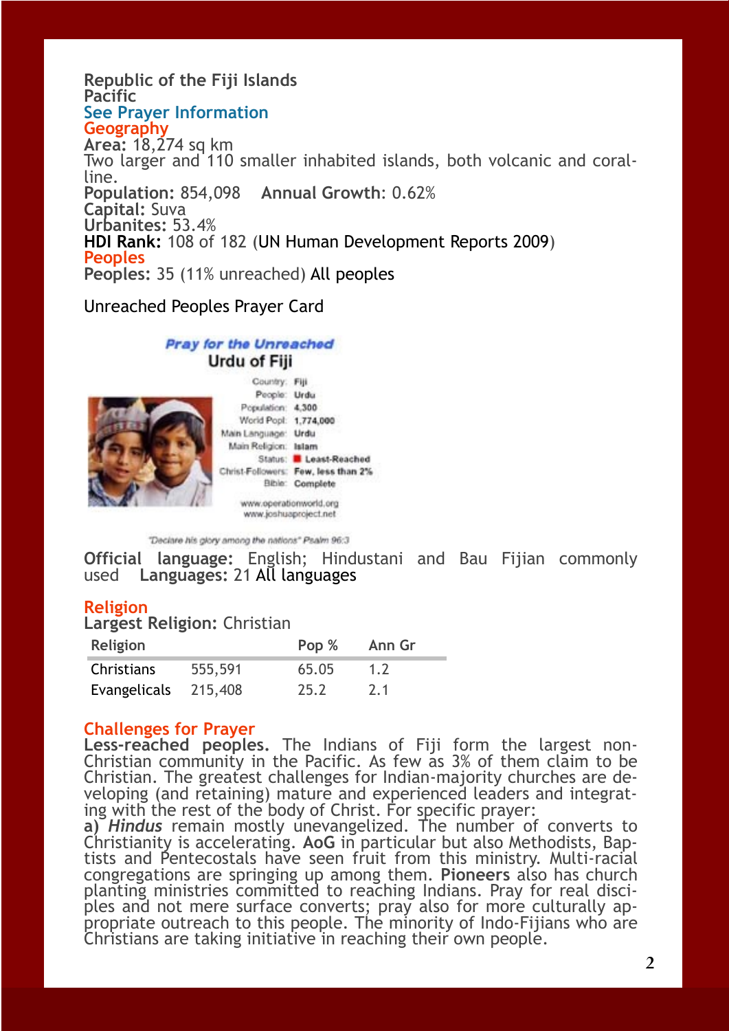**Republic of the Fiji Islands**
**Pacific**
See Prayer Information

## Geography

**Area:** 18,274 sq km
Two larger and 110 smaller inhabited islands, both volcanic and coralline.
**Population:** 854,098 **Annual Growth**: 0.62%
**Capital:** Suva
**Urbanites:** 53.4%
**HDI Rank:** 108 of 182 (UN Human Development Reports 2009)

## Peoples

**Peoples:** 35 (11% unreached) All peoples

Unreached Peoples Prayer Card

*Pray for the Unreached*
**Urdu of Fiji**

| | |
|---|---|
| Country: | Fiji |
| People: | Urdu |
| Population: | 4,300 |
| World Popl: | 1,774,000 |
| Main Language: | Urdu |
| Main Religion: | Islam |
| Status: | Least-Reached |
| Christ-Followers: | Few, less than 2% |
| Bible: | Complete |

www.operationworld.org
www.joshuaproject.net

"Declare his glory among the nations" Psalm 96:3

**Official language:** English; Hindustani and Bau Fijian commonly used **Languages:** 21 All languages

## Religion

**Largest Religion:** Christian

| Religion | | Pop % | Ann Gr |
|---|---|---|---|
| Christians | 555,591 | 65.05 | 1.2 |
| Evangelicals | 215,408 | 25.2 | 2.1 |

## Challenges for Prayer

**Less-reached peoples.** The Indians of Fiji form the largest non-Christian community in the Pacific. As few as 3% of them claim to be Christian. The greatest challenges for Indian-majority churches are developing (and retaining) mature and experienced leaders and integrating with the rest of the body of Christ. For specific prayer:

**a)** ***Hindus*** remain mostly unevangelized. The number of converts to Christianity is accelerating. **AoG** in particular but also Methodists, Baptists and Pentecostals have seen fruit from this ministry. Multi-racial congregations are springing up among them. **Pioneers** also has church planting ministries committed to reaching Indians. Pray for real disciples and not mere surface converts; pray also for more culturally appropriate outreach to this people. The minority of Indo-Fijians who are Christians are taking initiative in reaching their own people.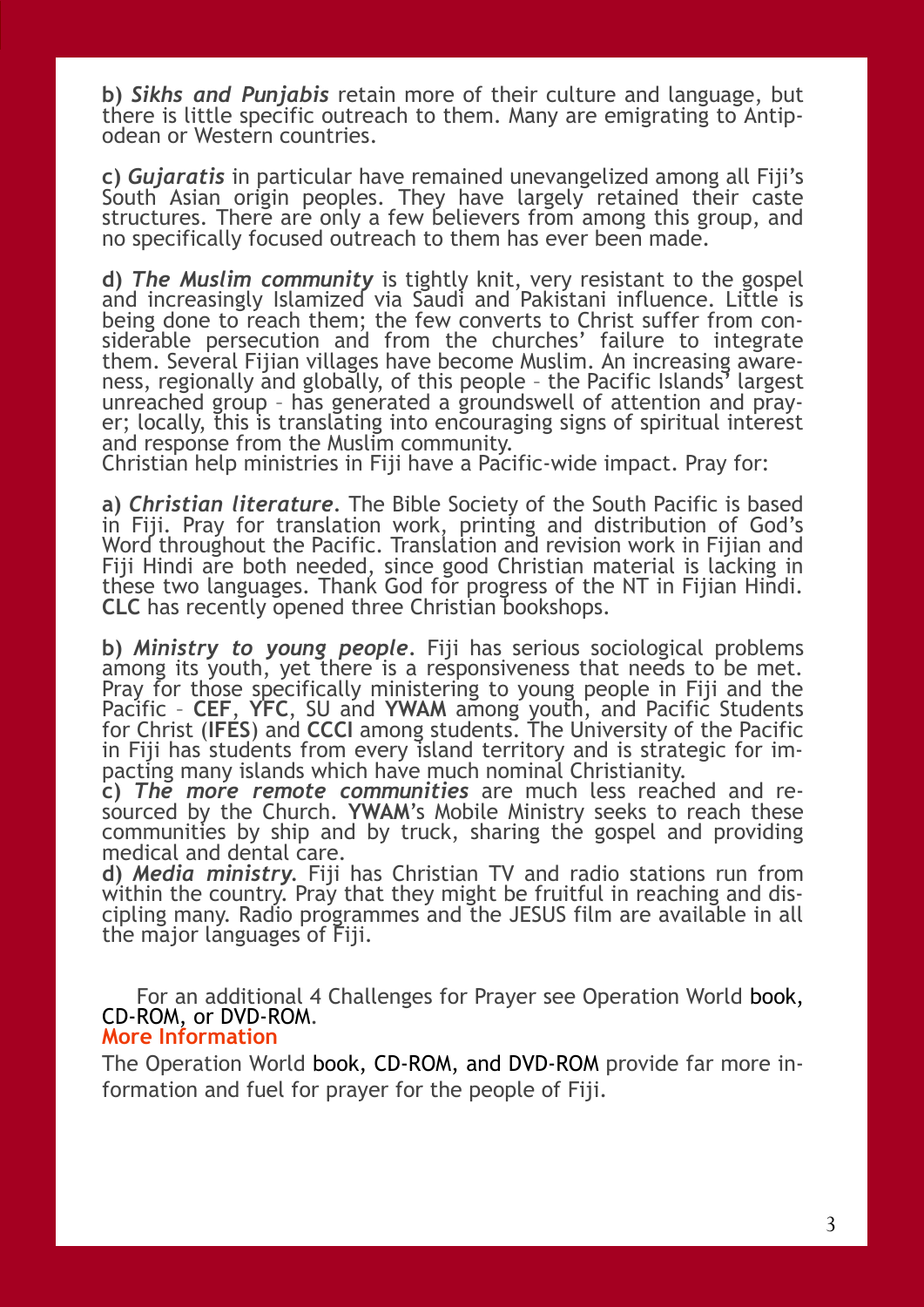**b)** ***Sikhs and Punjabis*** retain more of their culture and language, but there is little specific outreach to them. Many are emigrating to Antipodean or Western countries.

**c)** ***Gujaratis*** in particular have remained unevangelized among all Fiji's South Asian origin peoples. They have largely retained their caste structures. There are only a few believers from among this group, and no specifically focused outreach to them has ever been made.

**d)** ***The Muslim community*** is tightly knit, very resistant to the gospel and increasingly Islamized via Saudi and Pakistani influence. Little is being done to reach them; the few converts to Christ suffer from considerable persecution and from the churches' failure to integrate them. Several Fijian villages have become Muslim. An increasing awareness, regionally and globally, of this people – the Pacific Islands' largest unreached group – has generated a groundswell of attention and prayer; locally, this is translating into encouraging signs of spiritual interest and response from the Muslim community.

Christian help ministries in Fiji have a Pacific-wide impact. Pray for:

**a)** ***Christian literature***. The Bible Society of the South Pacific is based in Fiji. Pray for translation work, printing and distribution of God's Word throughout the Pacific. Translation and revision work in Fijian and Fiji Hindi are both needed, since good Christian material is lacking in these two languages. Thank God for progress of the NT in Fijian Hindi. **CLC** has recently opened three Christian bookshops.

**b)** ***Ministry to young people***. Fiji has serious sociological problems among its youth, yet there is a responsiveness that needs to be met. Pray for those specifically ministering to young people in Fiji and the Pacific – **CEF**, **YFC**, SU and **YWAM** among youth, and Pacific Students for Christ (**IFES**) and **CCCI** among students. The University of the Pacific in Fiji has students from every island territory and is strategic for impacting many islands which have much nominal Christianity.

**c)** ***The more remote communities*** are much less reached and resourced by the Church. **YWAM**'s Mobile Ministry seeks to reach these communities by ship and by truck, sharing the gospel and providing medical and dental care.

**d)** ***Media ministry.*** Fiji has Christian TV and radio stations run from within the country. Pray that they might be fruitful in reaching and discipling many. Radio programmes and the JESUS film are available in all the major languages of Fiji.

For an additional 4 Challenges for Prayer see Operation World book, CD-ROM, or DVD-ROM.

**More Information**

The Operation World book, CD-ROM, and DVD-ROM provide far more information and fuel for prayer for the people of Fiji.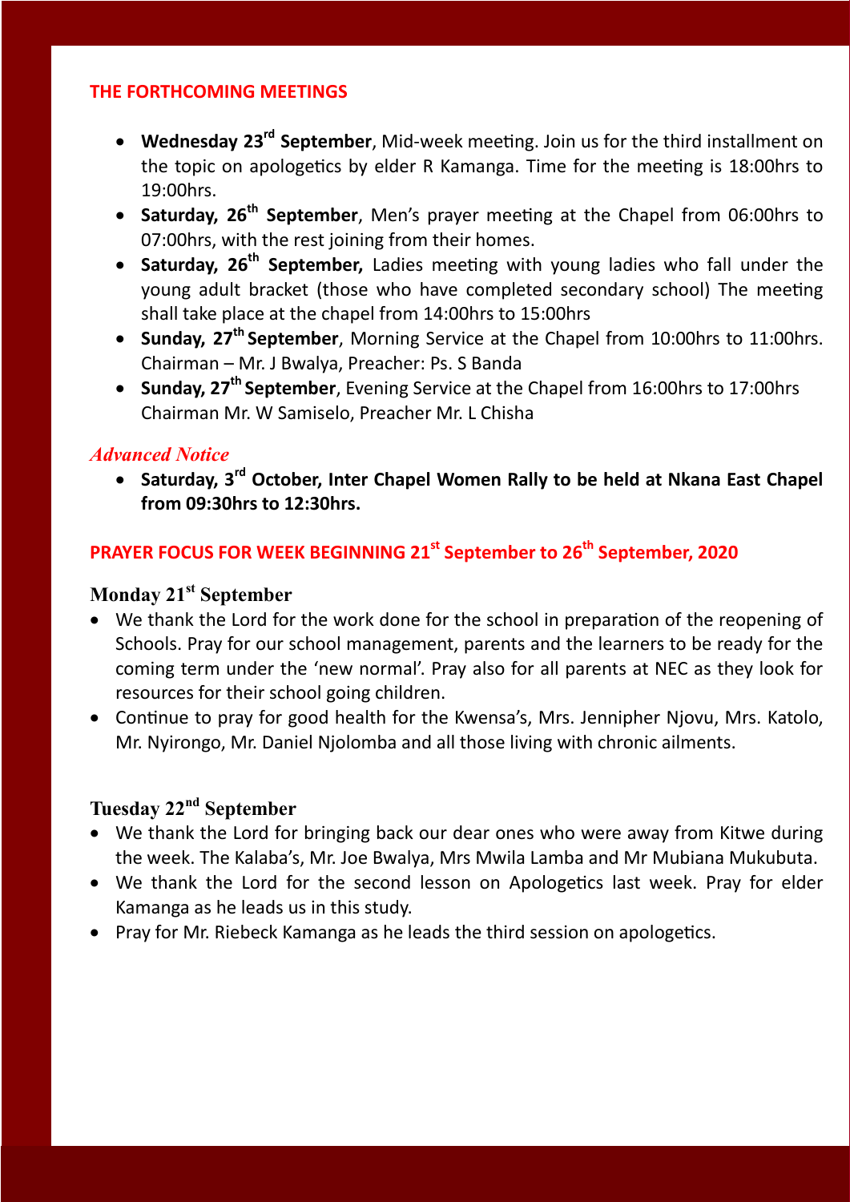## THE FORTHCOMING MEETINGS

- **Wednesday 23rd September**, Mid-week meeting. Join us for the third installment on the topic on apologetics by elder R Kamanga. Time for the meeting is 18:00hrs to 19:00hrs.
- **Saturday, 26th September**, Men's prayer meeting at the Chapel from 06:00hrs to 07:00hrs, with the rest joining from their homes.
- **Saturday, 26th September,** Ladies meeting with young ladies who fall under the young adult bracket (those who have completed secondary school) The meeting shall take place at the chapel from 14:00hrs to 15:00hrs
- **Sunday, 27th September**, Morning Service at the Chapel from 10:00hrs to 11:00hrs. Chairman – Mr. J Bwalya, Preacher: Ps. S Banda
- **Sunday, 27th September**, Evening Service at the Chapel from 16:00hrs to 17:00hrs Chairman Mr. W Samiselo, Preacher Mr. L Chisha

### *Advanced Notice*

- **Saturday, 3rd October, Inter Chapel Women Rally to be held at Nkana East Chapel from 09:30hrs to 12:30hrs.**

## PRAYER FOCUS FOR WEEK BEGINNING 21st September to 26th September, 2020

### Monday 21st September

- We thank the Lord for the work done for the school in preparation of the reopening of Schools. Pray for our school management, parents and the learners to be ready for the coming term under the 'new normal'. Pray also for all parents at NEC as they look for resources for their school going children.
- Continue to pray for good health for the Kwensa's, Mrs. Jennipher Njovu, Mrs. Katolo, Mr. Nyirongo, Mr. Daniel Njolomba and all those living with chronic ailments.

### Tuesday 22nd September

- We thank the Lord for bringing back our dear ones who were away from Kitwe during the week. The Kalaba's, Mr. Joe Bwalya, Mrs Mwila Lamba and Mr Mubiana Mukubuta.
- We thank the Lord for the second lesson on Apologetics last week. Pray for elder Kamanga as he leads us in this study.
- Pray for Mr. Riebeck Kamanga as he leads the third session on apologetics.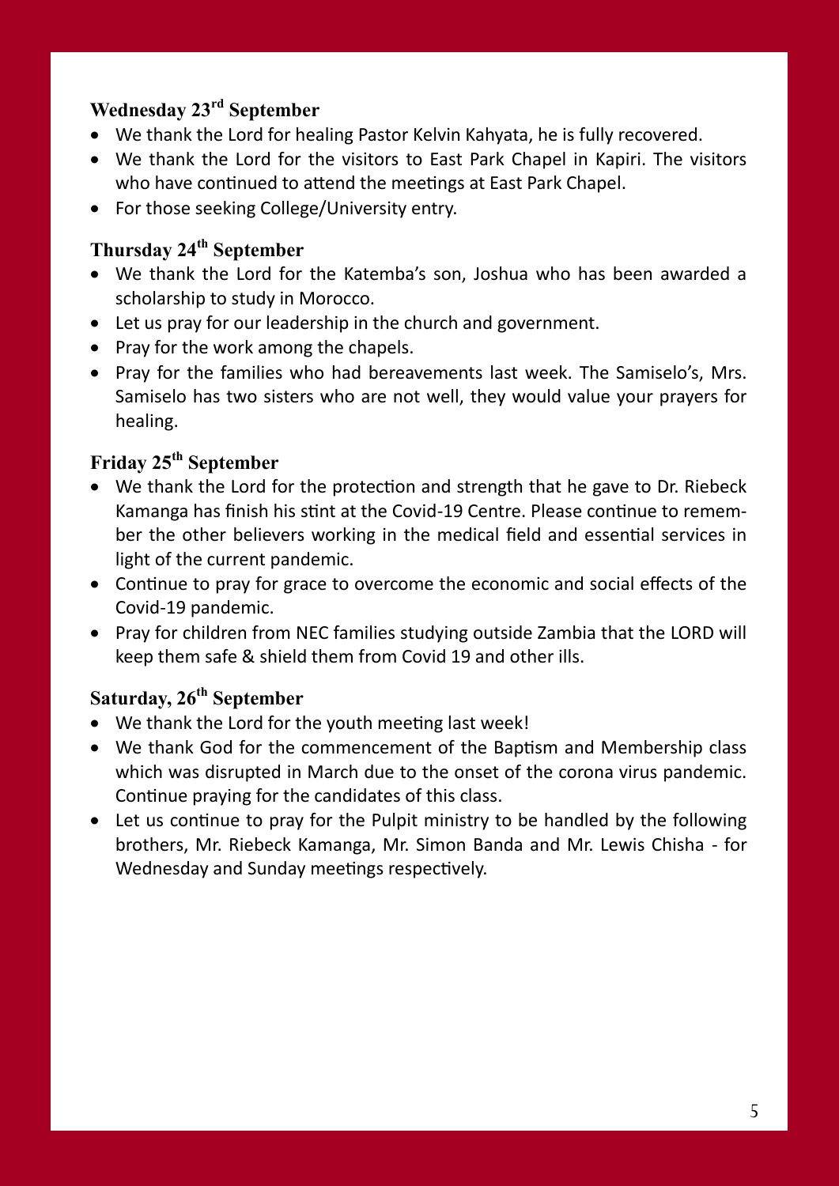### Wednesday 23rd September

- We thank the Lord for healing Pastor Kelvin Kahyata, he is fully recovered.
- We thank the Lord for the visitors to East Park Chapel in Kapiri. The visitors who have continued to attend the meetings at East Park Chapel.
- For those seeking College/University entry.

### Thursday 24th September

- We thank the Lord for the Katemba's son, Joshua who has been awarded a scholarship to study in Morocco.
- Let us pray for our leadership in the church and government.
- Pray for the work among the chapels.
- Pray for the families who had bereavements last week. The Samiselo's, Mrs. Samiselo has two sisters who are not well, they would value your prayers for healing.

### Friday 25th September

- We thank the Lord for the protection and strength that he gave to Dr. Riebeck Kamanga has finish his stint at the Covid-19 Centre. Please continue to remember the other believers working in the medical field and essential services in light of the current pandemic.
- Continue to pray for grace to overcome the economic and social effects of the Covid-19 pandemic.
- Pray for children from NEC families studying outside Zambia that the LORD will keep them safe & shield them from Covid 19 and other ills.

### Saturday, 26th September

- We thank the Lord for the youth meeting last week!
- We thank God for the commencement of the Baptism and Membership class which was disrupted in March due to the onset of the corona virus pandemic. Continue praying for the candidates of this class.
- Let us continue to pray for the Pulpit ministry to be handled by the following brothers, Mr. Riebeck Kamanga, Mr. Simon Banda and Mr. Lewis Chisha - for Wednesday and Sunday meetings respectively.